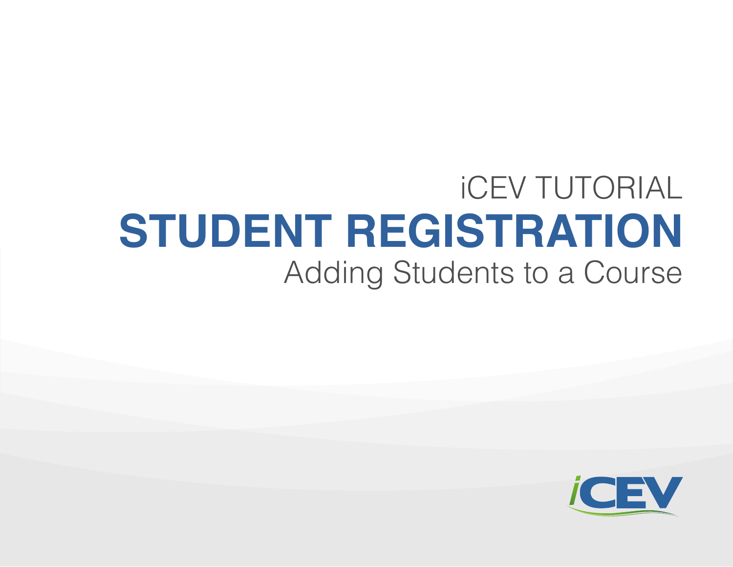iCEV TUTORIAL

# STUDENT REGISTRATION

## Adding Students to a Course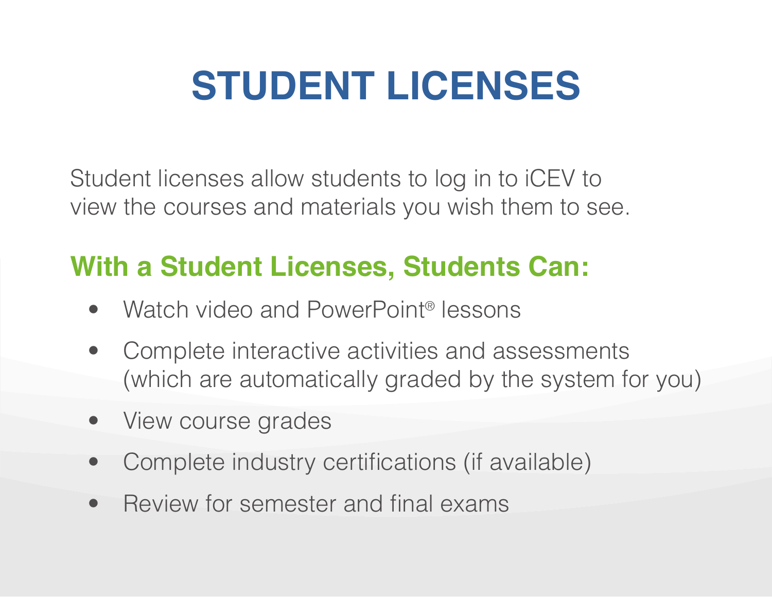# STUDENT LICENSES

Student licenses allow students to log in to iCEV to view the courses and materials you wish them to see.

## With a Student Licenses, Students Can:

- Watch video and PowerPoint® lessons
- Complete interactive activities and assessments (which are automatically graded by the system for you)
- View course grades
- Complete industry certifications (if available)
- Review for semester and final exams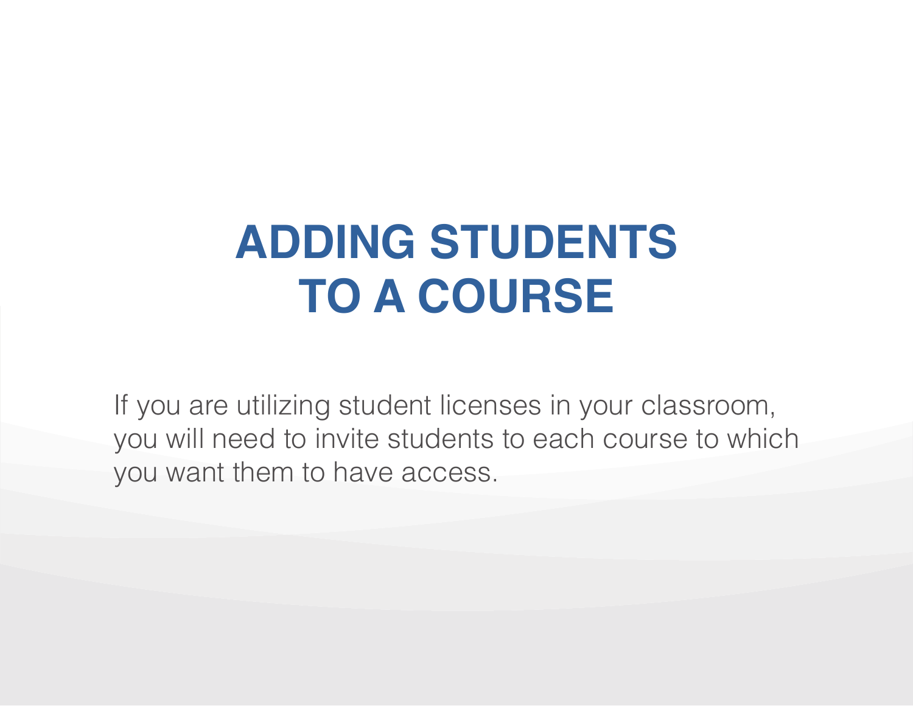# ADDING STUDENTS TO A COURSE

If you are utilizing student licenses in your classroom, you will need to invite students to each course to which you want them to have access.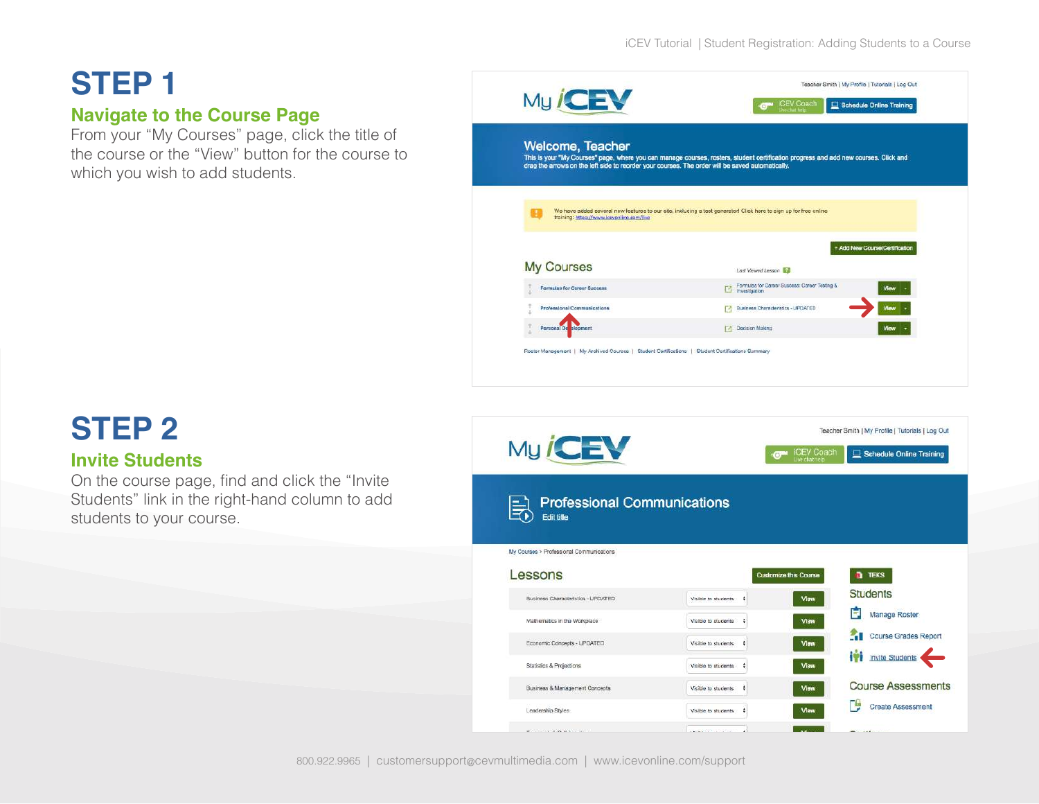# STEP 1

## Navigate to the Course Page

From your "My Courses" page, click the title of the course or the "View" button for the course to which you wish to add students.

# STEP 2

## Invite Students

On the course page, find and click the "Invite Students" link in the right-hand column to add students to your course.

800.922.9965 | customersupport@cevmultimedia.com | www.icevonline.com/support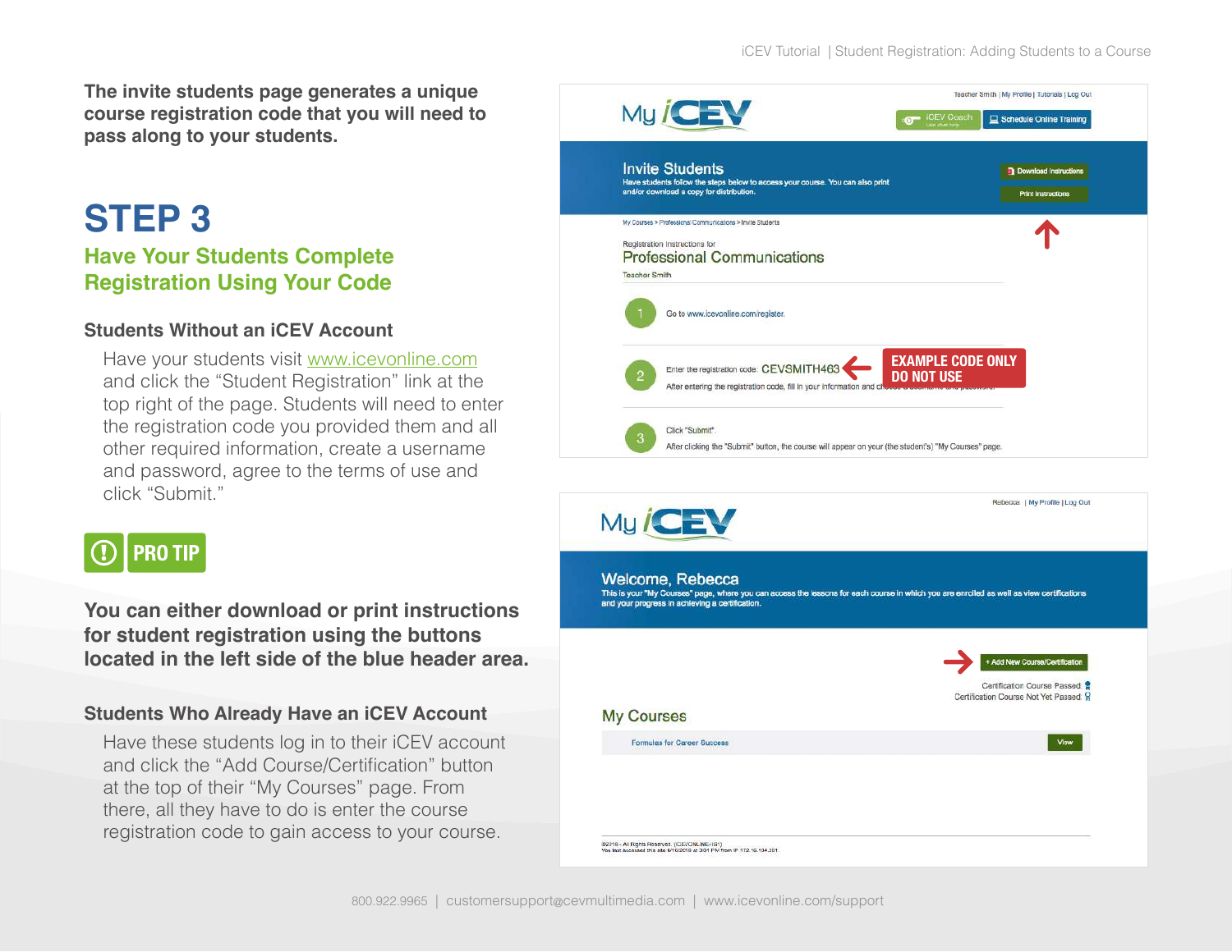**The invite students page generates a unique course registration code that you will need to pass along to your students.**

# STEP 3

## Have Your Students Complete Registration Using Your Code

### Students Without an iCEV Account

Have your students visit www.icevonline.com and click the "Student Registration" link at the top right of the page. Students will need to enter the registration code you provided them and all other required information, create a username and password, agree to the terms of use and click "Submit."

**PRO TIP**

**You can either download or print instructions for student registration using the buttons located in the left side of the blue header area.**

### Students Who Already Have an iCEV Account

Have these students log in to their iCEV account and click the "Add Course/Certification" button at the top of their "My Courses" page. From there, all they have to do is enter the course registration code to gain access to your course.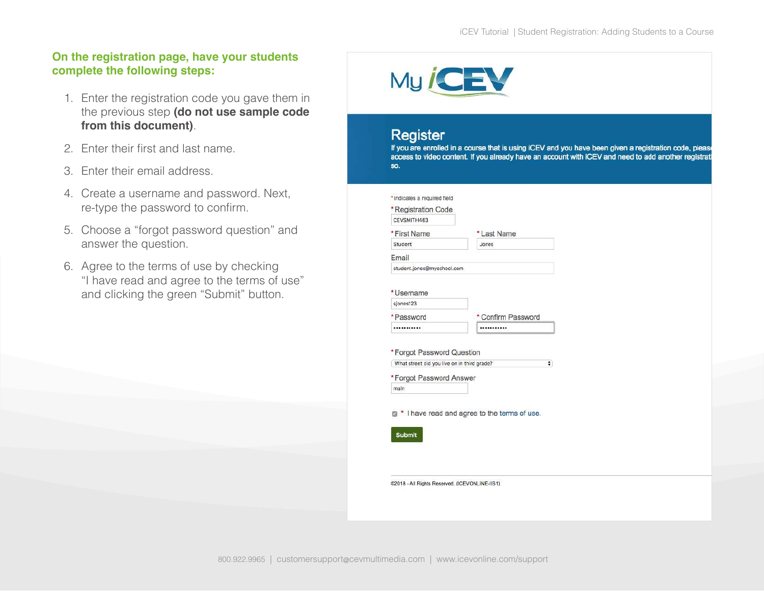## On the registration page, have your students complete the following steps:

1. Enter the registration code you gave them in the previous step **(do not use sample code from this document)**.
2. Enter their first and last name.
3. Enter their email address.
4. Create a username and password. Next, re-type the password to confirm.
5. Choose a "forgot password question" and answer the question.
6. Agree to the terms of use by checking "I have read and agree to the terms of use" and clicking the green "Submit" button.

My iCEV

**Register**

If you are enrolled in a course that is using iCEV and you have been given a registration code, please access to video content. If you already have an account with iCEV and need to add another registrati so.

*Indicates a required field

*Registration Code: CEVSMITH463

*First Name: Student

*Last Name: Jones

Email: student.jones@myschool.com

*Username: sjones123

*Password: ••••••••••

*Confirm Password: ••••••••••

*Forgot Password Question: What street did you live on in third grade?

*Forgot Password Answer: main

* I have read and agree to the terms of use.

Submit

©2018 - All Rights Reserved. (ICEVONLINE-IIS1)

800.922.9965 | customersupport@cevmultimedia.com | www.icevonline.com/support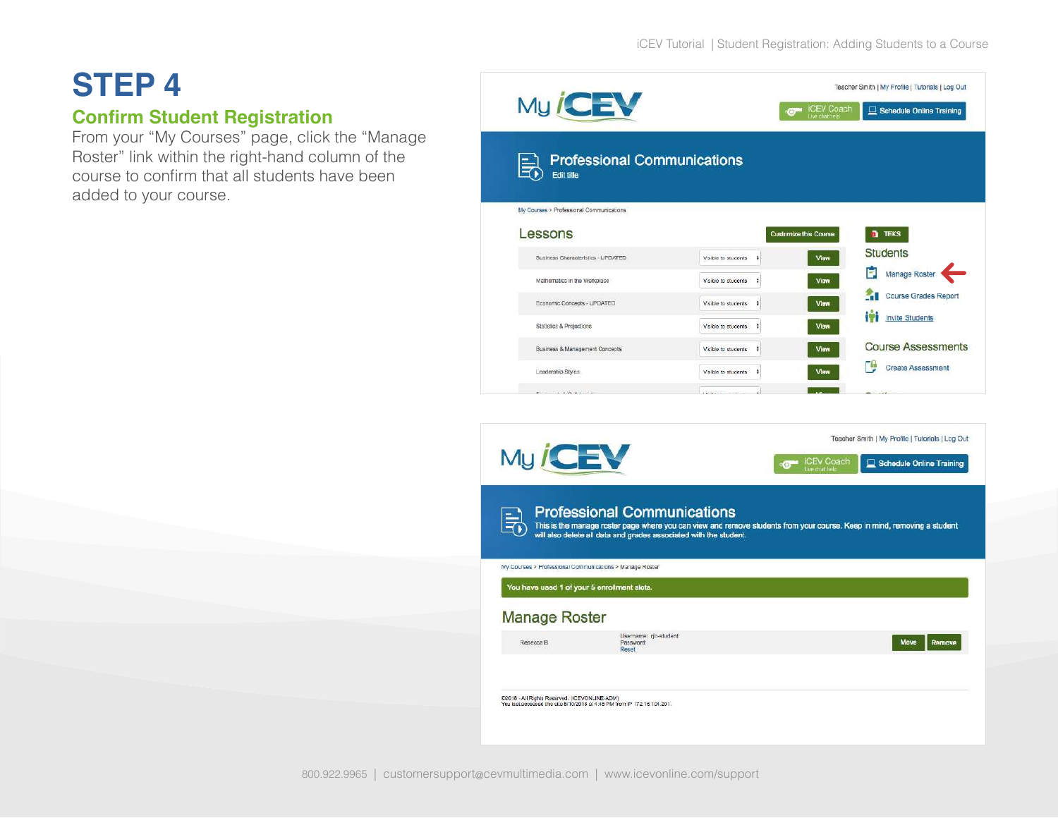# STEP 4

## Confirm Student Registration

From your “My Courses” page, click the “Manage Roster” link within the right-hand column of the course to confirm that all students have been added to your course.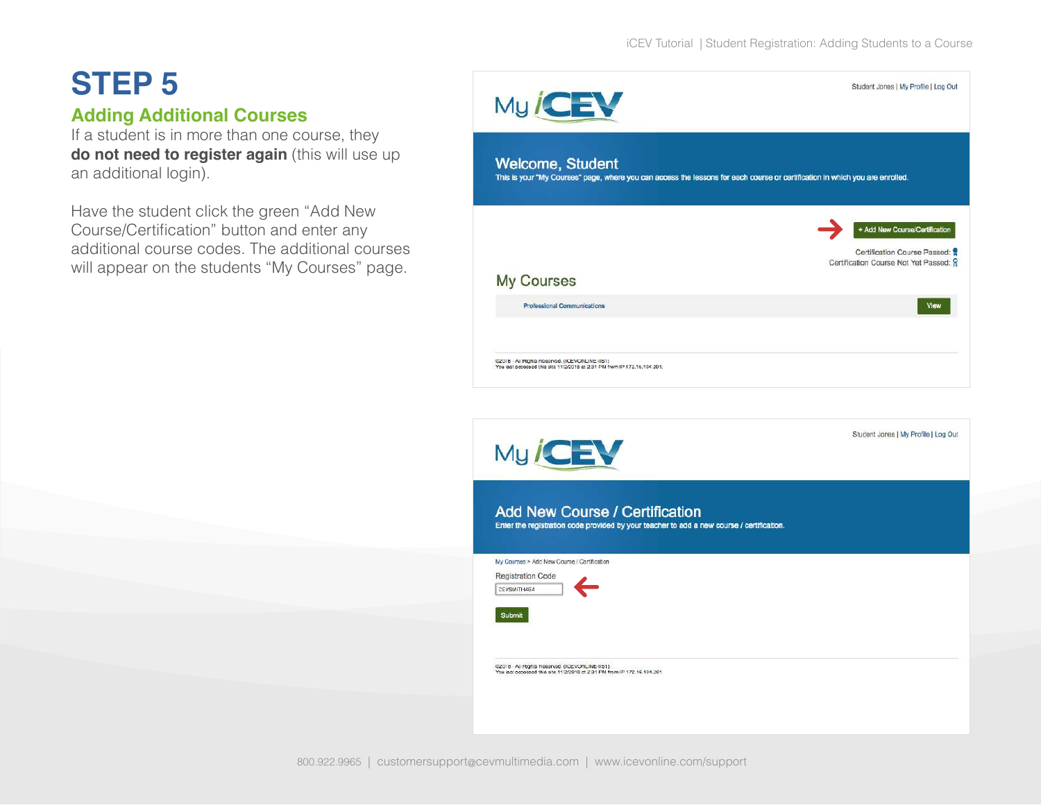# STEP 5

## Adding Additional Courses

If a student is in more than one course, they **do not need to register again** (this will use up an additional login).

Have the student click the green “Add New Course/Certification” button and enter any additional course codes. The additional courses will appear on the students “My Courses” page.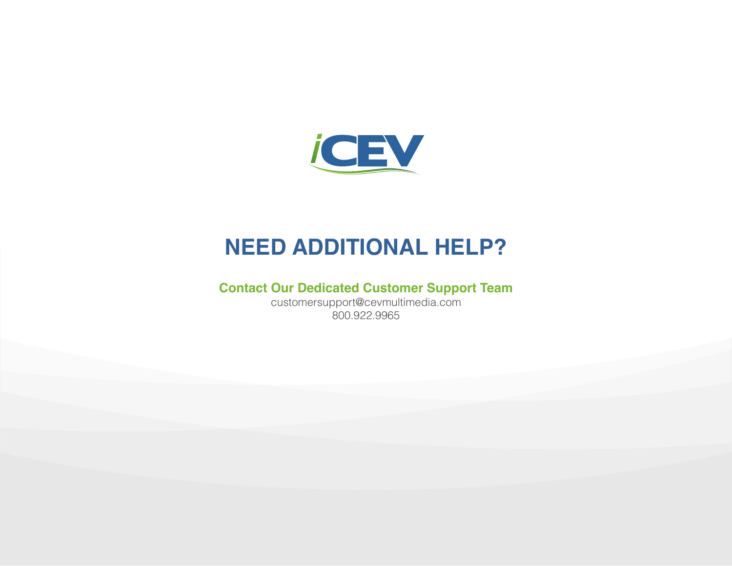iCEV

# NEED ADDITIONAL HELP?

**Contact Our Dedicated Customer Support Team**

customersupport@cevmultimedia.com

800.922.9965